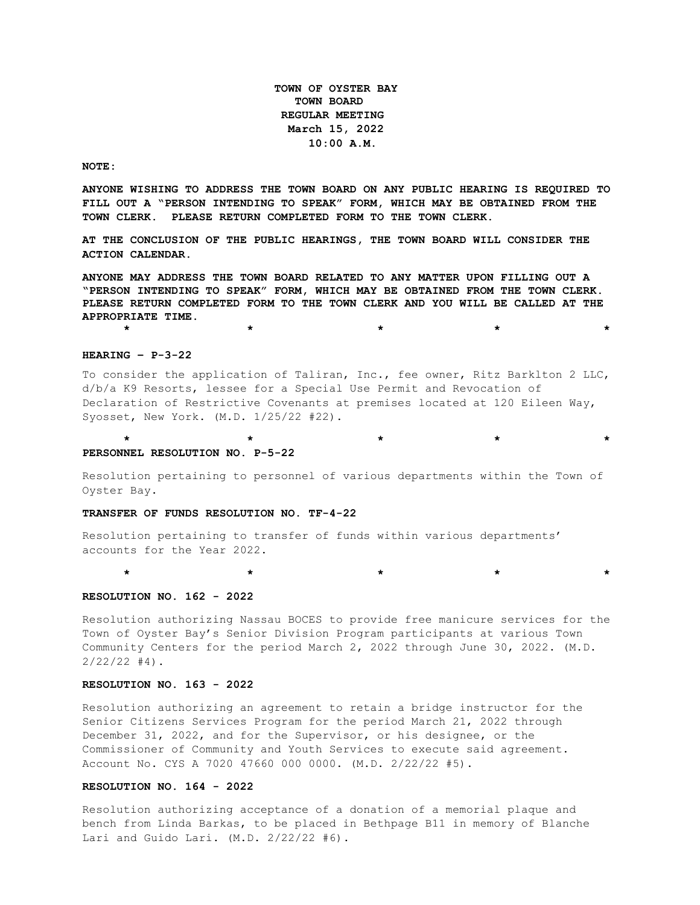**TOWN OF OYSTER BAY**
**TOWN BOARD**
**REGULAR MEETING**
**March 15, 2022**
**10:00 A.M.**

**NOTE:**

**ANYONE WISHING TO ADDRESS THE TOWN BOARD ON ANY PUBLIC HEARING IS REQUIRED TO FILL OUT A "PERSON INTENDING TO SPEAK" FORM, WHICH MAY BE OBTAINED FROM THE TOWN CLERK. PLEASE RETURN COMPLETED FORM TO THE TOWN CLERK.**

**AT THE CONCLUSION OF THE PUBLIC HEARINGS, THE TOWN BOARD WILL CONSIDER THE ACTION CALENDAR.**

**ANYONE MAY ADDRESS THE TOWN BOARD RELATED TO ANY MATTER UPON FILLING OUT A "PERSON INTENDING TO SPEAK" FORM, WHICH MAY BE OBTAINED FROM THE TOWN CLERK. PLEASE RETURN COMPLETED FORM TO THE TOWN CLERK AND YOU WILL BE CALLED AT THE APPROPRIATE TIME.**

\* \* \* \* \*

**HEARING – P-3-22**

To consider the application of Taliran, Inc., fee owner, Ritz Barklton 2 LLC, d/b/a K9 Resorts, lessee for a Special Use Permit and Revocation of Declaration of Restrictive Covenants at premises located at 120 Eileen Way, Syosset, New York. (M.D. 1/25/22 #22).

\* \* \* \* \*

**PERSONNEL RESOLUTION NO. P-5-22**

Resolution pertaining to personnel of various departments within the Town of Oyster Bay.

**TRANSFER OF FUNDS RESOLUTION NO. TF-4-22**

Resolution pertaining to transfer of funds within various departments' accounts for the Year 2022.

\* \* \* \* \*

**RESOLUTION NO. 162 - 2022**

Resolution authorizing Nassau BOCES to provide free manicure services for the Town of Oyster Bay's Senior Division Program participants at various Town Community Centers for the period March 2, 2022 through June 30, 2022. (M.D. 2/22/22 #4).

**RESOLUTION NO. 163 - 2022**

Resolution authorizing an agreement to retain a bridge instructor for the Senior Citizens Services Program for the period March 21, 2022 through December 31, 2022, and for the Supervisor, or his designee, or the Commissioner of Community and Youth Services to execute said agreement. Account No. CYS A 7020 47660 000 0000. (M.D. 2/22/22 #5).

**RESOLUTION NO. 164 - 2022**

Resolution authorizing acceptance of a donation of a memorial plaque and bench from Linda Barkas, to be placed in Bethpage B11 in memory of Blanche Lari and Guido Lari. (M.D. 2/22/22 #6).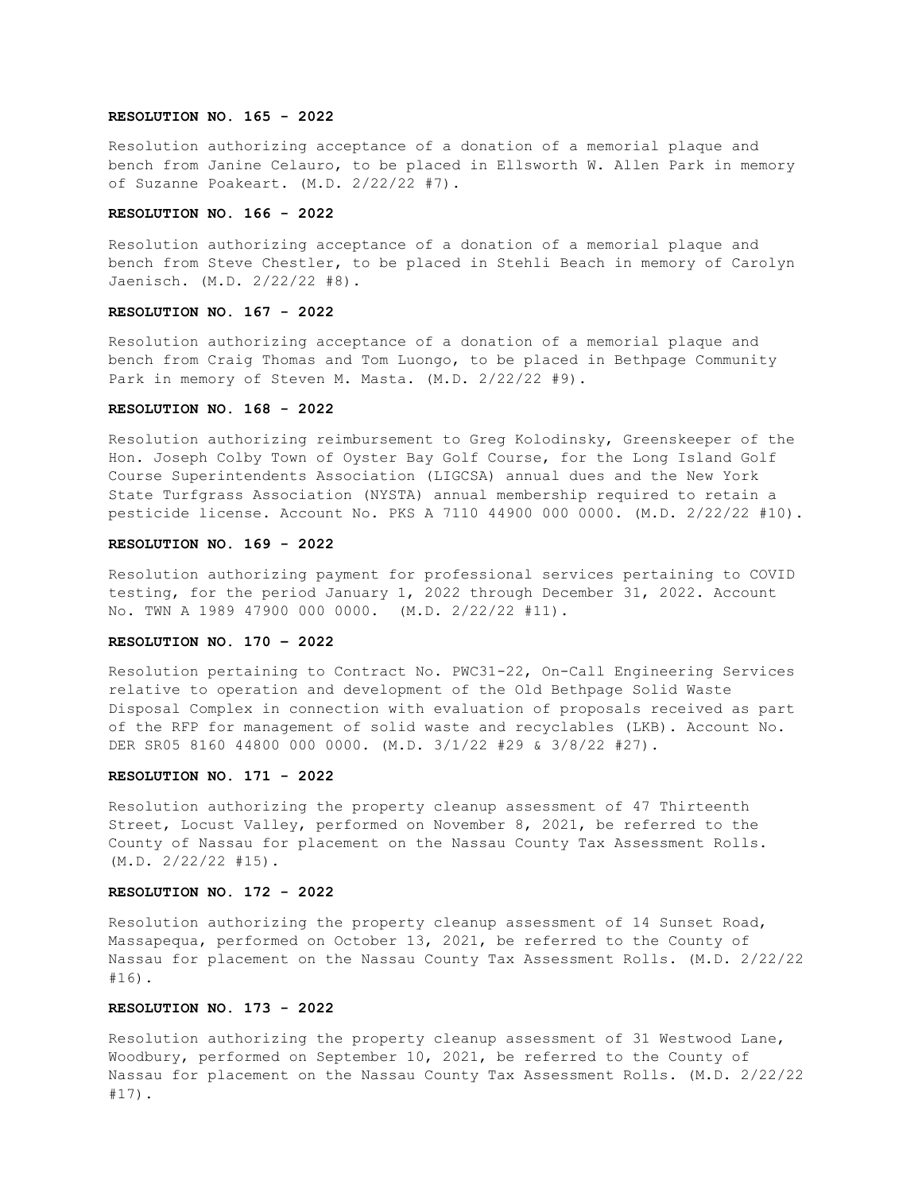**RESOLUTION NO. 165 - 2022**

Resolution authorizing acceptance of a donation of a memorial plaque and bench from Janine Celauro, to be placed in Ellsworth W. Allen Park in memory of Suzanne Poakeart. (M.D. 2/22/22 #7).

**RESOLUTION NO. 166 - 2022**

Resolution authorizing acceptance of a donation of a memorial plaque and bench from Steve Chestler, to be placed in Stehli Beach in memory of Carolyn Jaenisch. (M.D. 2/22/22 #8).

**RESOLUTION NO. 167 - 2022**

Resolution authorizing acceptance of a donation of a memorial plaque and bench from Craig Thomas and Tom Luongo, to be placed in Bethpage Community Park in memory of Steven M. Masta. (M.D. 2/22/22 #9).

**RESOLUTION NO. 168 - 2022**

Resolution authorizing reimbursement to Greg Kolodinsky, Greenskeeper of the Hon. Joseph Colby Town of Oyster Bay Golf Course, for the Long Island Golf Course Superintendents Association (LIGCSA) annual dues and the New York State Turfgrass Association (NYSTA) annual membership required to retain a pesticide license. Account No. PKS A 7110 44900 000 0000. (M.D. 2/22/22 #10).

**RESOLUTION NO. 169 - 2022**

Resolution authorizing payment for professional services pertaining to COVID testing, for the period January 1, 2022 through December 31, 2022. Account No. TWN A 1989 47900 000 0000. (M.D. 2/22/22 #11).

**RESOLUTION NO. 170 – 2022**

Resolution pertaining to Contract No. PWC31-22, On-Call Engineering Services relative to operation and development of the Old Bethpage Solid Waste Disposal Complex in connection with evaluation of proposals received as part of the RFP for management of solid waste and recyclables (LKB). Account No. DER SR05 8160 44800 000 0000. (M.D. 3/1/22 #29 & 3/8/22 #27).

**RESOLUTION NO. 171 - 2022**

Resolution authorizing the property cleanup assessment of 47 Thirteenth Street, Locust Valley, performed on November 8, 2021, be referred to the County of Nassau for placement on the Nassau County Tax Assessment Rolls. (M.D. 2/22/22 #15).

**RESOLUTION NO. 172 - 2022**

Resolution authorizing the property cleanup assessment of 14 Sunset Road, Massapequa, performed on October 13, 2021, be referred to the County of Nassau for placement on the Nassau County Tax Assessment Rolls. (M.D. 2/22/22 #16).

**RESOLUTION NO. 173 - 2022**

Resolution authorizing the property cleanup assessment of 31 Westwood Lane, Woodbury, performed on September 10, 2021, be referred to the County of Nassau for placement on the Nassau County Tax Assessment Rolls. (M.D. 2/22/22 #17).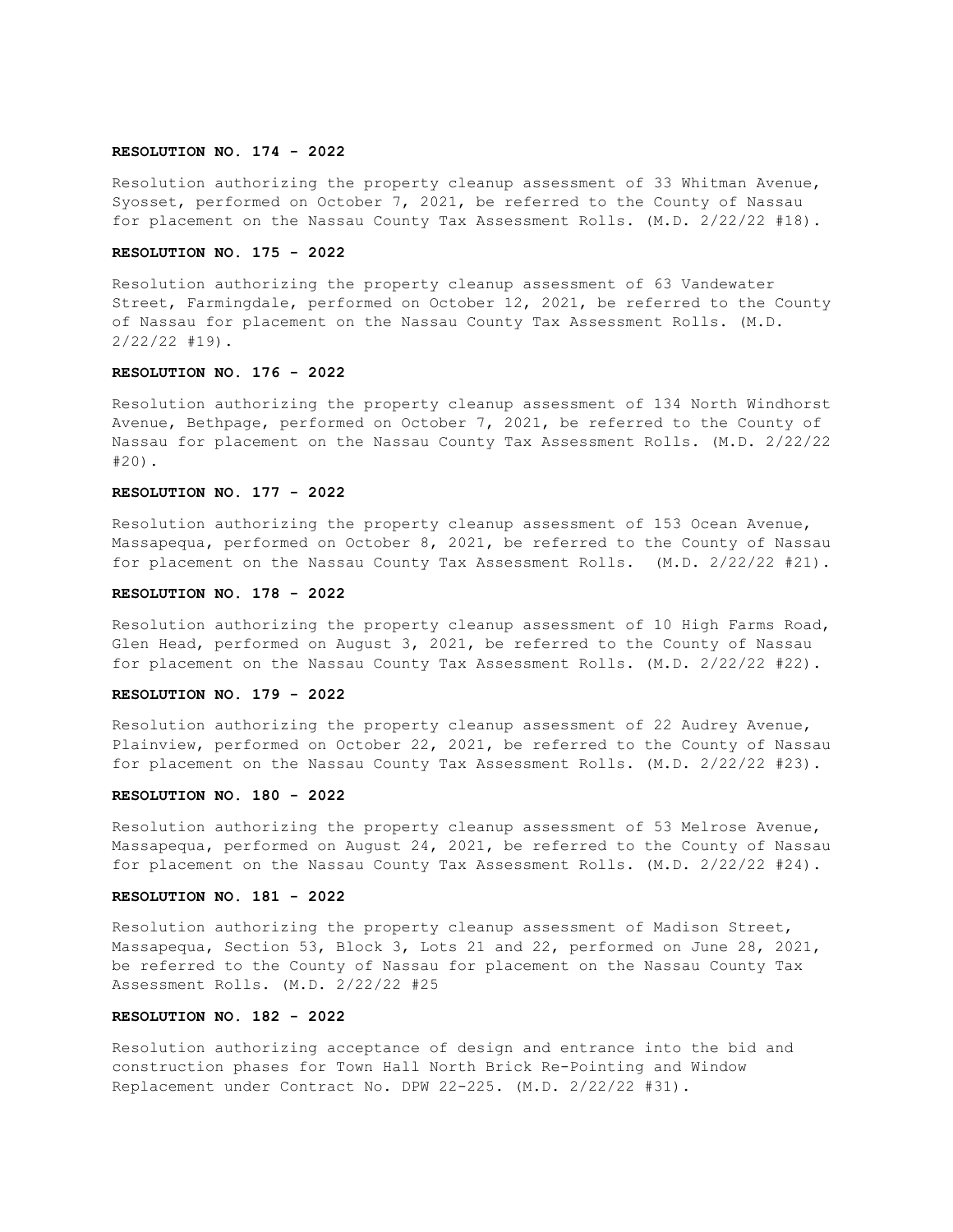**RESOLUTION NO. 174 - 2022**

Resolution authorizing the property cleanup assessment of 33 Whitman Avenue, Syosset, performed on October 7, 2021, be referred to the County of Nassau for placement on the Nassau County Tax Assessment Rolls. (M.D. 2/22/22 #18).

**RESOLUTION NO. 175 - 2022**

Resolution authorizing the property cleanup assessment of 63 Vandewater Street, Farmingdale, performed on October 12, 2021, be referred to the County of Nassau for placement on the Nassau County Tax Assessment Rolls. (M.D. 2/22/22 #19).

**RESOLUTION NO. 176 - 2022**

Resolution authorizing the property cleanup assessment of 134 North Windhorst Avenue, Bethpage, performed on October 7, 2021, be referred to the County of Nassau for placement on the Nassau County Tax Assessment Rolls. (M.D. 2/22/22 #20).

**RESOLUTION NO. 177 - 2022**

Resolution authorizing the property cleanup assessment of 153 Ocean Avenue, Massapequa, performed on October 8, 2021, be referred to the County of Nassau for placement on the Nassau County Tax Assessment Rolls. (M.D. 2/22/22 #21).

**RESOLUTION NO. 178 - 2022**

Resolution authorizing the property cleanup assessment of 10 High Farms Road, Glen Head, performed on August 3, 2021, be referred to the County of Nassau for placement on the Nassau County Tax Assessment Rolls. (M.D. 2/22/22 #22).

**RESOLUTION NO. 179 - 2022**

Resolution authorizing the property cleanup assessment of 22 Audrey Avenue, Plainview, performed on October 22, 2021, be referred to the County of Nassau for placement on the Nassau County Tax Assessment Rolls. (M.D. 2/22/22 #23).

**RESOLUTION NO. 180 - 2022**

Resolution authorizing the property cleanup assessment of 53 Melrose Avenue, Massapequa, performed on August 24, 2021, be referred to the County of Nassau for placement on the Nassau County Tax Assessment Rolls. (M.D. 2/22/22 #24).

**RESOLUTION NO. 181 - 2022**

Resolution authorizing the property cleanup assessment of Madison Street, Massapequa, Section 53, Block 3, Lots 21 and 22, performed on June 28, 2021, be referred to the County of Nassau for placement on the Nassau County Tax Assessment Rolls. (M.D. 2/22/22 #25

**RESOLUTION NO. 182 - 2022**

Resolution authorizing acceptance of design and entrance into the bid and construction phases for Town Hall North Brick Re-Pointing and Window Replacement under Contract No. DPW 22-225. (M.D. 2/22/22 #31).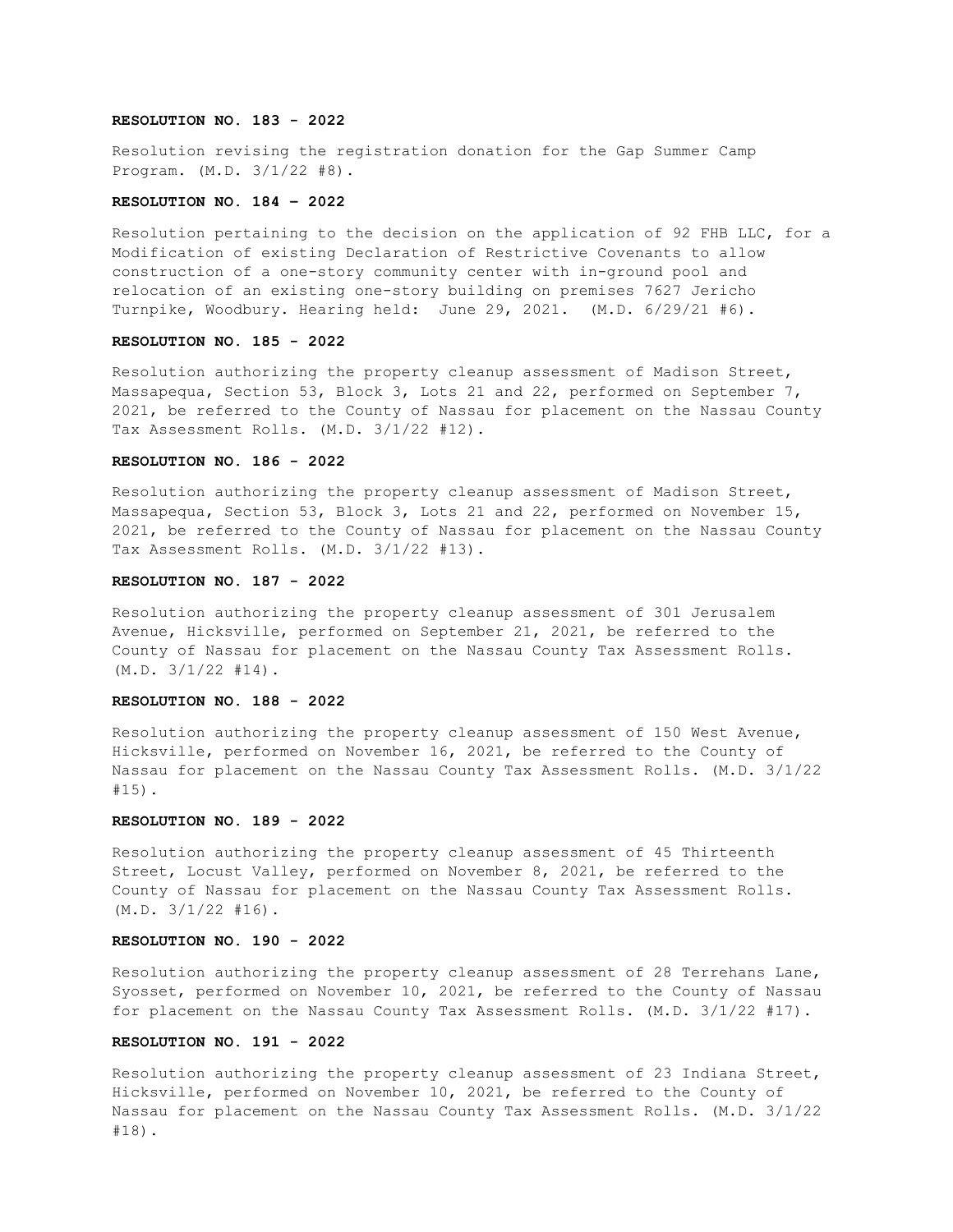**RESOLUTION NO. 183 - 2022**

Resolution revising the registration donation for the Gap Summer Camp Program. (M.D. 3/1/22 #8).

**RESOLUTION NO. 184 – 2022**

Resolution pertaining to the decision on the application of 92 FHB LLC, for a Modification of existing Declaration of Restrictive Covenants to allow construction of a one-story community center with in-ground pool and relocation of an existing one-story building on premises 7627 Jericho Turnpike, Woodbury. Hearing held: June 29, 2021. (M.D. 6/29/21 #6).

**RESOLUTION NO. 185 - 2022**

Resolution authorizing the property cleanup assessment of Madison Street, Massapequa, Section 53, Block 3, Lots 21 and 22, performed on September 7, 2021, be referred to the County of Nassau for placement on the Nassau County Tax Assessment Rolls. (M.D. 3/1/22 #12).

**RESOLUTION NO. 186 - 2022**

Resolution authorizing the property cleanup assessment of Madison Street, Massapequa, Section 53, Block 3, Lots 21 and 22, performed on November 15, 2021, be referred to the County of Nassau for placement on the Nassau County Tax Assessment Rolls. (M.D. 3/1/22 #13).

**RESOLUTION NO. 187 - 2022**

Resolution authorizing the property cleanup assessment of 301 Jerusalem Avenue, Hicksville, performed on September 21, 2021, be referred to the County of Nassau for placement on the Nassau County Tax Assessment Rolls. (M.D. 3/1/22 #14).

**RESOLUTION NO. 188 - 2022**

Resolution authorizing the property cleanup assessment of 150 West Avenue, Hicksville, performed on November 16, 2021, be referred to the County of Nassau for placement on the Nassau County Tax Assessment Rolls. (M.D. 3/1/22 #15).

**RESOLUTION NO. 189 - 2022**

Resolution authorizing the property cleanup assessment of 45 Thirteenth Street, Locust Valley, performed on November 8, 2021, be referred to the County of Nassau for placement on the Nassau County Tax Assessment Rolls. (M.D. 3/1/22 #16).

**RESOLUTION NO. 190 - 2022**

Resolution authorizing the property cleanup assessment of 28 Terrehans Lane, Syosset, performed on November 10, 2021, be referred to the County of Nassau for placement on the Nassau County Tax Assessment Rolls. (M.D. 3/1/22 #17).

**RESOLUTION NO. 191 - 2022**

Resolution authorizing the property cleanup assessment of 23 Indiana Street, Hicksville, performed on November 10, 2021, be referred to the County of Nassau for placement on the Nassau County Tax Assessment Rolls. (M.D. 3/1/22 #18).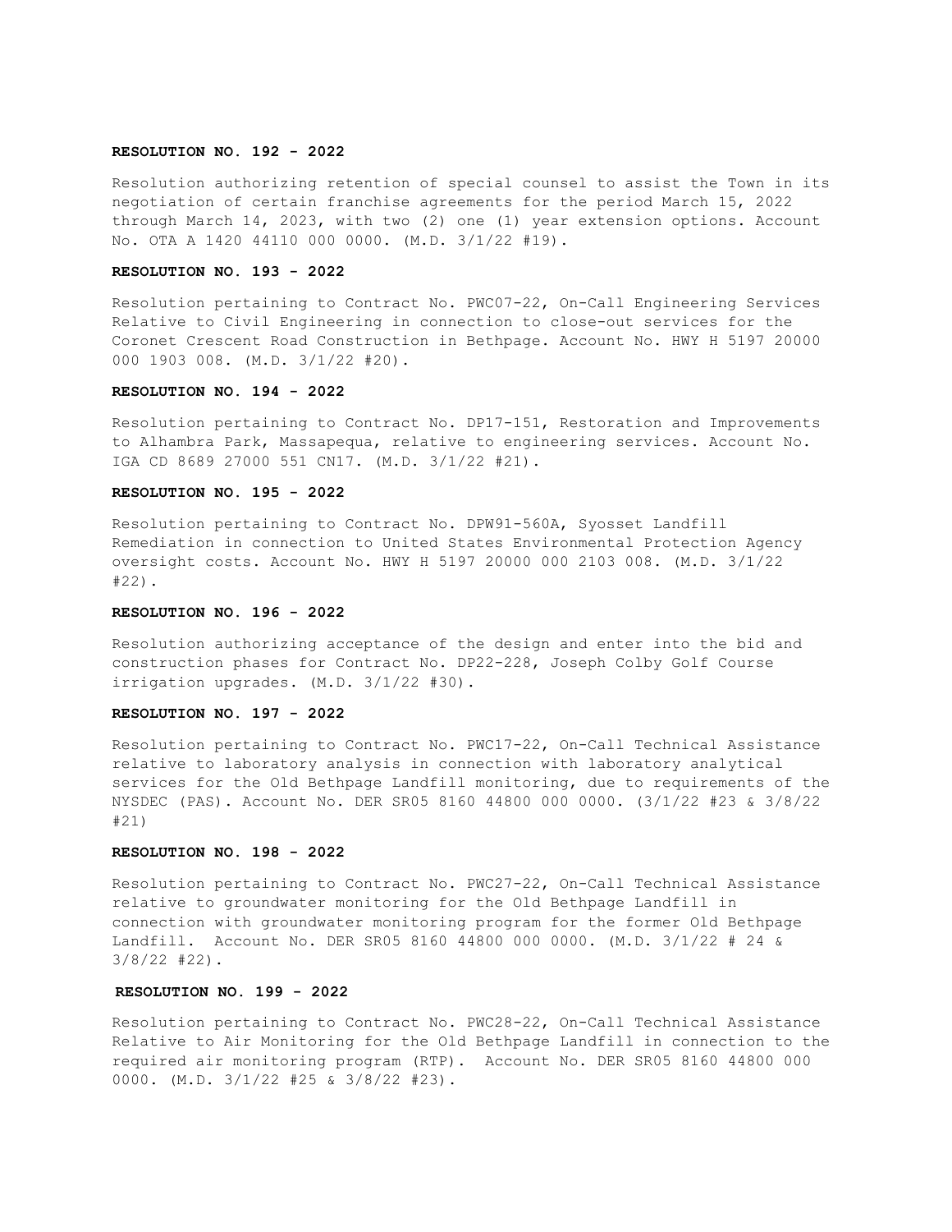**RESOLUTION NO. 192 - 2022**

Resolution authorizing retention of special counsel to assist the Town in its negotiation of certain franchise agreements for the period March 15, 2022 through March 14, 2023, with two (2) one (1) year extension options. Account No. OTA A 1420 44110 000 0000. (M.D. 3/1/22 #19).

**RESOLUTION NO. 193 - 2022**

Resolution pertaining to Contract No. PWC07-22, On-Call Engineering Services Relative to Civil Engineering in connection to close-out services for the Coronet Crescent Road Construction in Bethpage. Account No. HWY H 5197 20000 000 1903 008. (M.D. 3/1/22 #20).

**RESOLUTION NO. 194 - 2022**

Resolution pertaining to Contract No. DP17-151, Restoration and Improvements to Alhambra Park, Massapequa, relative to engineering services. Account No. IGA CD 8689 27000 551 CN17. (M.D. 3/1/22 #21).

**RESOLUTION NO. 195 - 2022**

Resolution pertaining to Contract No. DPW91-560A, Syosset Landfill Remediation in connection to United States Environmental Protection Agency oversight costs. Account No. HWY H 5197 20000 000 2103 008. (M.D. 3/1/22 #22).

**RESOLUTION NO. 196 - 2022**

Resolution authorizing acceptance of the design and enter into the bid and construction phases for Contract No. DP22-228, Joseph Colby Golf Course irrigation upgrades. (M.D. 3/1/22 #30).

**RESOLUTION NO. 197 - 2022**

Resolution pertaining to Contract No. PWC17-22, On-Call Technical Assistance relative to laboratory analysis in connection with laboratory analytical services for the Old Bethpage Landfill monitoring, due to requirements of the NYSDEC (PAS). Account No. DER SR05 8160 44800 000 0000. (3/1/22 #23 & 3/8/22 #21)

**RESOLUTION NO. 198 - 2022**

Resolution pertaining to Contract No. PWC27-22, On-Call Technical Assistance relative to groundwater monitoring for the Old Bethpage Landfill in connection with groundwater monitoring program for the former Old Bethpage Landfill. Account No. DER SR05 8160 44800 000 0000. (M.D. 3/1/22 # 24 & 3/8/22 #22).

**RESOLUTION NO. 199 - 2022**

Resolution pertaining to Contract No. PWC28-22, On-Call Technical Assistance Relative to Air Monitoring for the Old Bethpage Landfill in connection to the required air monitoring program (RTP). Account No. DER SR05 8160 44800 000 0000. (M.D. 3/1/22 #25 & 3/8/22 #23).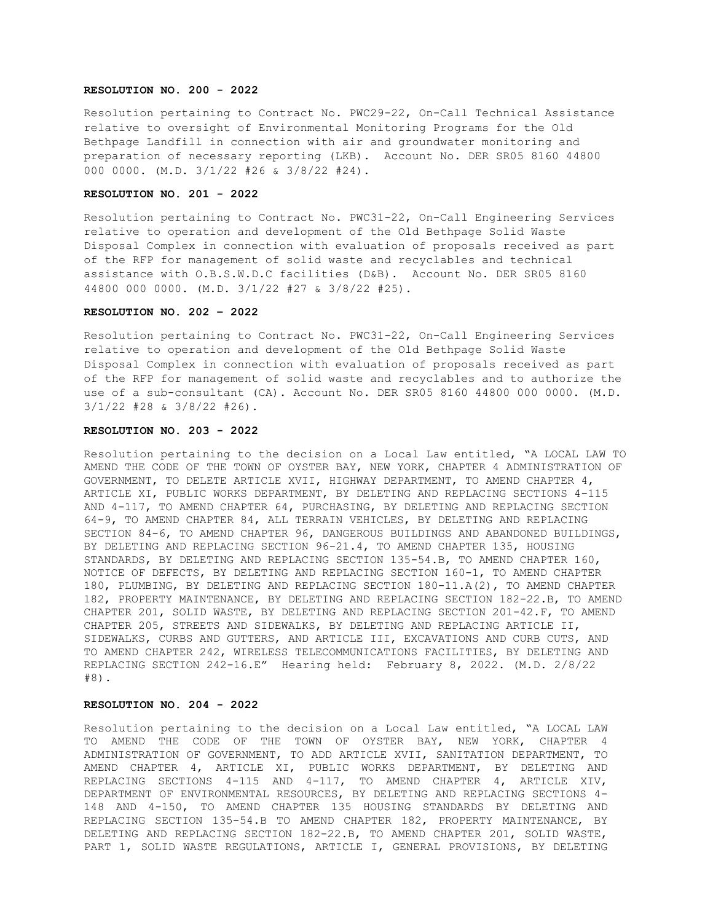**RESOLUTION NO. 200 - 2022**

Resolution pertaining to Contract No. PWC29-22, On-Call Technical Assistance relative to oversight of Environmental Monitoring Programs for the Old Bethpage Landfill in connection with air and groundwater monitoring and preparation of necessary reporting (LKB). Account No. DER SR05 8160 44800 000 0000. (M.D. 3/1/22 #26 & 3/8/22 #24).

**RESOLUTION NO. 201 - 2022**

Resolution pertaining to Contract No. PWC31-22, On-Call Engineering Services relative to operation and development of the Old Bethpage Solid Waste Disposal Complex in connection with evaluation of proposals received as part of the RFP for management of solid waste and recyclables and technical assistance with O.B.S.W.D.C facilities (D&B). Account No. DER SR05 8160 44800 000 0000. (M.D. 3/1/22 #27 & 3/8/22 #25).

**RESOLUTION NO. 202 – 2022**

Resolution pertaining to Contract No. PWC31-22, On-Call Engineering Services relative to operation and development of the Old Bethpage Solid Waste Disposal Complex in connection with evaluation of proposals received as part of the RFP for management of solid waste and recyclables and to authorize the use of a sub-consultant (CA). Account No. DER SR05 8160 44800 000 0000. (M.D. 3/1/22 #28 & 3/8/22 #26).

**RESOLUTION NO. 203 - 2022**

Resolution pertaining to the decision on a Local Law entitled, "A LOCAL LAW TO AMEND THE CODE OF THE TOWN OF OYSTER BAY, NEW YORK, CHAPTER 4 ADMINISTRATION OF GOVERNMENT, TO DELETE ARTICLE XVII, HIGHWAY DEPARTMENT, TO AMEND CHAPTER 4, ARTICLE XI, PUBLIC WORKS DEPARTMENT, BY DELETING AND REPLACING SECTIONS 4-115 AND 4-117, TO AMEND CHAPTER 64, PURCHASING, BY DELETING AND REPLACING SECTION 64-9, TO AMEND CHAPTER 84, ALL TERRAIN VEHICLES, BY DELETING AND REPLACING SECTION 84-6, TO AMEND CHAPTER 96, DANGEROUS BUILDINGS AND ABANDONED BUILDINGS, BY DELETING AND REPLACING SECTION 96-21.4, TO AMEND CHAPTER 135, HOUSING STANDARDS, BY DELETING AND REPLACING SECTION 135-54.B, TO AMEND CHAPTER 160, NOTICE OF DEFECTS, BY DELETING AND REPLACING SECTION 160-1, TO AMEND CHAPTER 180, PLUMBING, BY DELETING AND REPLACING SECTION 180-11.A(2), TO AMEND CHAPTER 182, PROPERTY MAINTENANCE, BY DELETING AND REPLACING SECTION 182-22.B, TO AMEND CHAPTER 201, SOLID WASTE, BY DELETING AND REPLACING SECTION 201-42.F, TO AMEND CHAPTER 205, STREETS AND SIDEWALKS, BY DELETING AND REPLACING ARTICLE II, SIDEWALKS, CURBS AND GUTTERS, AND ARTICLE III, EXCAVATIONS AND CURB CUTS, AND TO AMEND CHAPTER 242, WIRELESS TELECOMMUNICATIONS FACILITIES, BY DELETING AND REPLACING SECTION 242-16.E" Hearing held: February 8, 2022. (M.D. 2/8/22 #8).

**RESOLUTION NO. 204 - 2022**

Resolution pertaining to the decision on a Local Law entitled, "A LOCAL LAW TO AMEND THE CODE OF THE TOWN OF OYSTER BAY, NEW YORK, CHAPTER 4 ADMINISTRATION OF GOVERNMENT, TO ADD ARTICLE XVII, SANITATION DEPARTMENT, TO AMEND CHAPTER 4, ARTICLE XI, PUBLIC WORKS DEPARTMENT, BY DELETING AND REPLACING SECTIONS 4-115 AND 4-117, TO AMEND CHAPTER 4, ARTICLE XIV, DEPARTMENT OF ENVIRONMENTAL RESOURCES, BY DELETING AND REPLACING SECTIONS 4-148 AND 4-150, TO AMEND CHAPTER 135 HOUSING STANDARDS BY DELETING AND REPLACING SECTION 135-54.B TO AMEND CHAPTER 182, PROPERTY MAINTENANCE, BY DELETING AND REPLACING SECTION 182-22.B, TO AMEND CHAPTER 201, SOLID WASTE, PART 1, SOLID WASTE REGULATIONS, ARTICLE I, GENERAL PROVISIONS, BY DELETING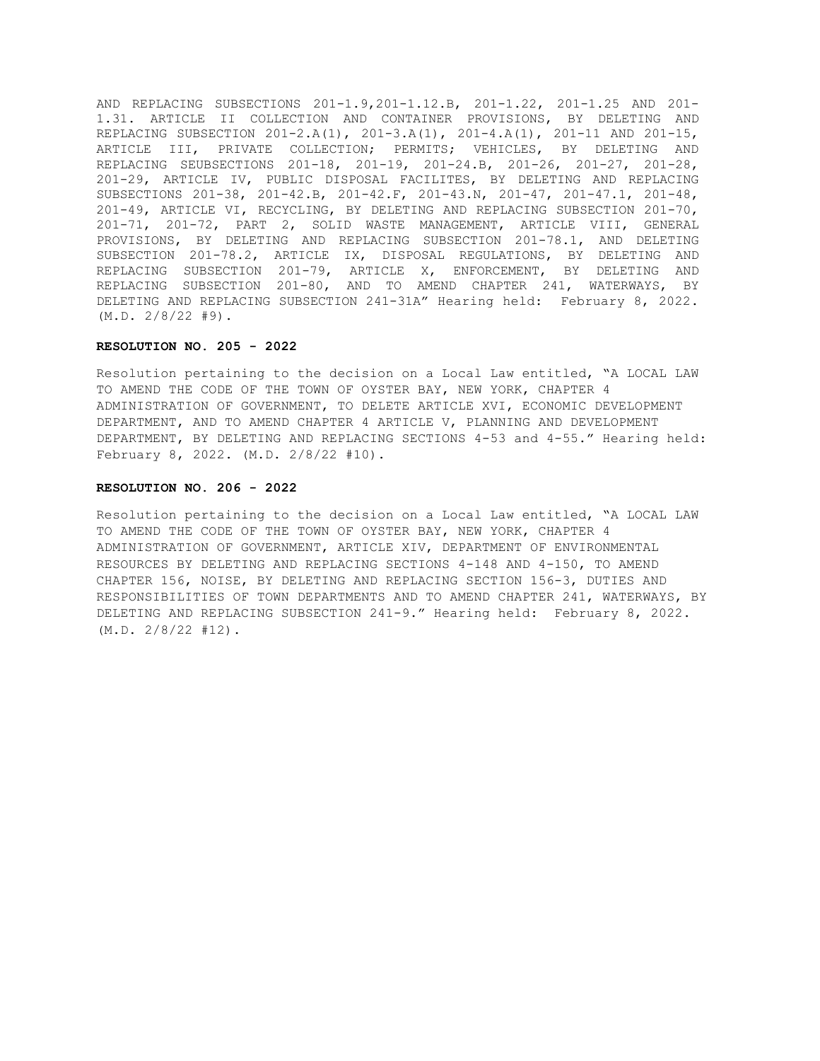AND REPLACING SUBSECTIONS 201-1.9,201-1.12.B, 201-1.22, 201-1.25 AND 201-1.31. ARTICLE II COLLECTION AND CONTAINER PROVISIONS, BY DELETING AND REPLACING SUBSECTION 201-2.A(1), 201-3.A(1), 201-4.A(1), 201-11 AND 201-15, ARTICLE III, PRIVATE COLLECTION; PERMITS; VEHICLES, BY DELETING AND REPLACING SEUBSECTIONS 201-18, 201-19, 201-24.B, 201-26, 201-27, 201-28, 201-29, ARTICLE IV, PUBLIC DISPOSAL FACILITES, BY DELETING AND REPLACING SUBSECTIONS 201-38, 201-42.B, 201-42.F, 201-43.N, 201-47, 201-47.1, 201-48, 201-49, ARTICLE VI, RECYCLING, BY DELETING AND REPLACING SUBSECTION 201-70, 201-71, 201-72, PART 2, SOLID WASTE MANAGEMENT, ARTICLE VIII, GENERAL PROVISIONS, BY DELETING AND REPLACING SUBSECTION 201-78.1, AND DELETING SUBSECTION 201-78.2, ARTICLE IX, DISPOSAL REGULATIONS, BY DELETING AND REPLACING SUBSECTION 201-79, ARTICLE X, ENFORCEMENT, BY DELETING AND REPLACING SUBSECTION 201-80, AND TO AMEND CHAPTER 241, WATERWAYS, BY DELETING AND REPLACING SUBSECTION 241-31A" Hearing held: February 8, 2022. (M.D. 2/8/22 #9).

**RESOLUTION NO. 205 - 2022**

Resolution pertaining to the decision on a Local Law entitled, "A LOCAL LAW TO AMEND THE CODE OF THE TOWN OF OYSTER BAY, NEW YORK, CHAPTER 4 ADMINISTRATION OF GOVERNMENT, TO DELETE ARTICLE XVI, ECONOMIC DEVELOPMENT DEPARTMENT, AND TO AMEND CHAPTER 4 ARTICLE V, PLANNING AND DEVELOPMENT DEPARTMENT, BY DELETING AND REPLACING SECTIONS 4-53 and 4-55." Hearing held: February 8, 2022. (M.D. 2/8/22 #10).

**RESOLUTION NO. 206 - 2022**

Resolution pertaining to the decision on a Local Law entitled, "A LOCAL LAW TO AMEND THE CODE OF THE TOWN OF OYSTER BAY, NEW YORK, CHAPTER 4 ADMINISTRATION OF GOVERNMENT, ARTICLE XIV, DEPARTMENT OF ENVIRONMENTAL RESOURCES BY DELETING AND REPLACING SECTIONS 4-148 AND 4-150, TO AMEND CHAPTER 156, NOISE, BY DELETING AND REPLACING SECTION 156-3, DUTIES AND RESPONSIBILITIES OF TOWN DEPARTMENTS AND TO AMEND CHAPTER 241, WATERWAYS, BY DELETING AND REPLACING SUBSECTION 241-9." Hearing held: February 8, 2022. (M.D. 2/8/22 #12).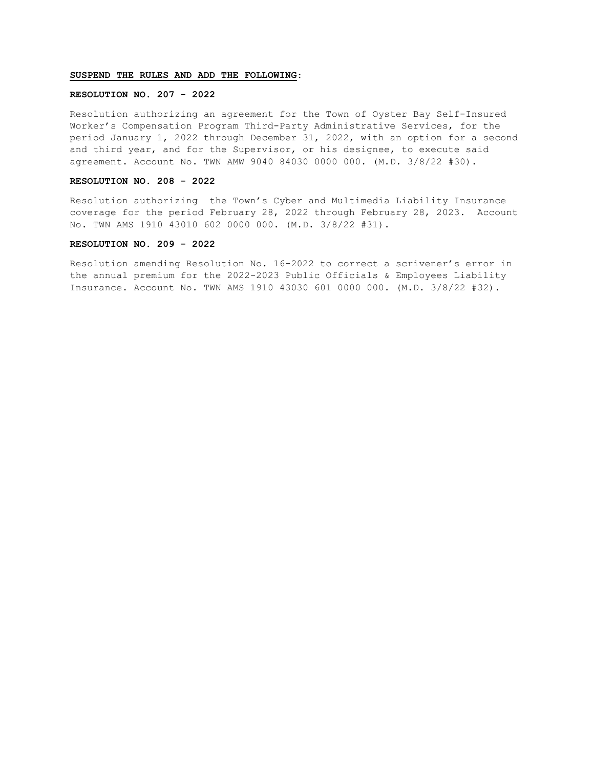**<u>SUSPEND THE RULES AND ADD THE FOLLOWING</u>:**

**RESOLUTION NO. 207 - 2022**

Resolution authorizing an agreement for the Town of Oyster Bay Self-Insured Worker's Compensation Program Third-Party Administrative Services, for the period January 1, 2022 through December 31, 2022, with an option for a second and third year, and for the Supervisor, or his designee, to execute said agreement. Account No. TWN AMW 9040 84030 0000 000. (M.D. 3/8/22 #30).

**RESOLUTION NO. 208 - 2022**

Resolution authorizing the Town's Cyber and Multimedia Liability Insurance coverage for the period February 28, 2022 through February 28, 2023. Account No. TWN AMS 1910 43010 602 0000 000. (M.D. 3/8/22 #31).

**RESOLUTION NO. 209 - 2022**

Resolution amending Resolution No. 16-2022 to correct a scrivener's error in the annual premium for the 2022-2023 Public Officials & Employees Liability Insurance. Account No. TWN AMS 1910 43030 601 0000 000. (M.D. 3/8/22 #32).